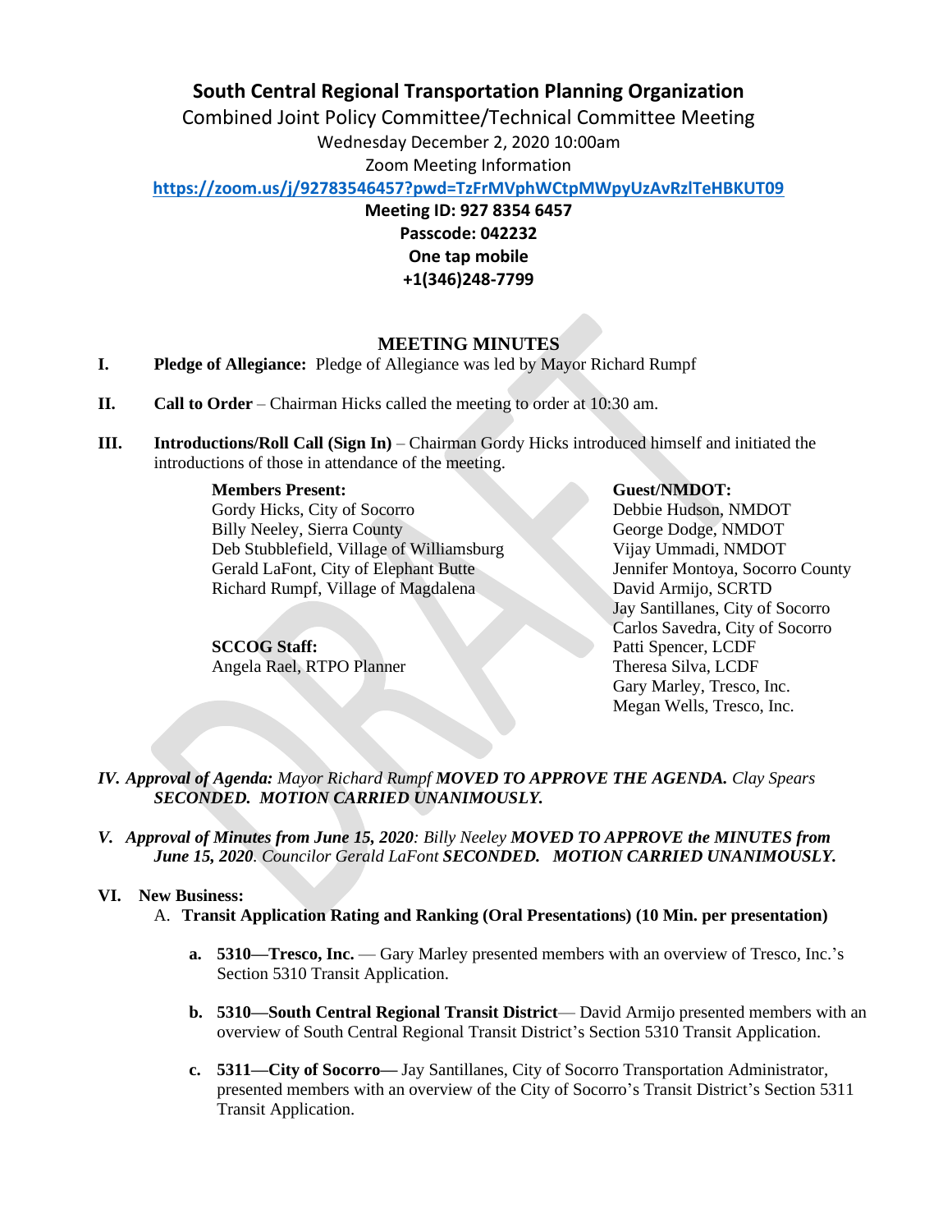# South Central Regional Transportation Planning Organization

Combined Joint Policy Committee/Technical Committee Meeting

Wednesday December 2, 2020 10:00am

Zoom Meeting Information

https://zoom.us/j/92783546457?pwd=TzFrMVphWCtpMWpyUzAvRzlTeHBKUT09

**Meeting ID: 927 8354 6457**

**Passcode: 042232**

**One tap mobile**

**+1(346)248-7799**

## MEETING MINUTES

**I. Pledge of Allegiance:** Pledge of Allegiance was led by Mayor Richard Rumpf

**II. Call to Order** – Chairman Hicks called the meeting to order at 10:30 am.

**III. Introductions/Roll Call (Sign In)** – Chairman Gordy Hicks introduced himself and initiated the introductions of those in attendance of the meeting.

**Members Present:**
Gordy Hicks, City of Socorro
Billy Neeley, Sierra County
Deb Stubblefield, Village of Williamsburg
Gerald LaFont, City of Elephant Butte
Richard Rumpf, Village of Magdalena

**SCCOG Staff:**
Angela Rael, RTPO Planner

**Guest/NMDOT:**
Debbie Hudson, NMDOT
George Dodge, NMDOT
Vijay Ummadi, NMDOT
Jennifer Montoya, Socorro County
David Armijo, SCRTD
Jay Santillanes, City of Socorro
Carlos Savedra, City of Socorro
Patti Spencer, LCDF
Theresa Silva, LCDF
Gary Marley, Tresco, Inc.
Megan Wells, Tresco, Inc.

***IV. Approval of Agenda:** Mayor Richard Rumpf* ***MOVED TO APPROVE THE AGENDA.*** *Clay Spears* ***SECONDED. MOTION CARRIED UNANIMOUSLY.***

***V. Approval of Minutes from June 15, 2020**: Billy Neeley* ***MOVED TO APPROVE the MINUTES from June 15, 2020**. Councilor Gerald LaFont* ***SECONDED. MOTION CARRIED UNANIMOUSLY.***

**VI. New Business:**

A. **Transit Application Rating and Ranking (Oral Presentations) (10 Min. per presentation)**

**a. 5310—Tresco, Inc.** — Gary Marley presented members with an overview of Tresco, Inc.'s Section 5310 Transit Application.

**b. 5310—South Central Regional Transit District**— David Armijo presented members with an overview of South Central Regional Transit District's Section 5310 Transit Application.

**c. 5311—City of Socorro—** Jay Santillanes, City of Socorro Transportation Administrator, presented members with an overview of the City of Socorro's Transit District's Section 5311 Transit Application.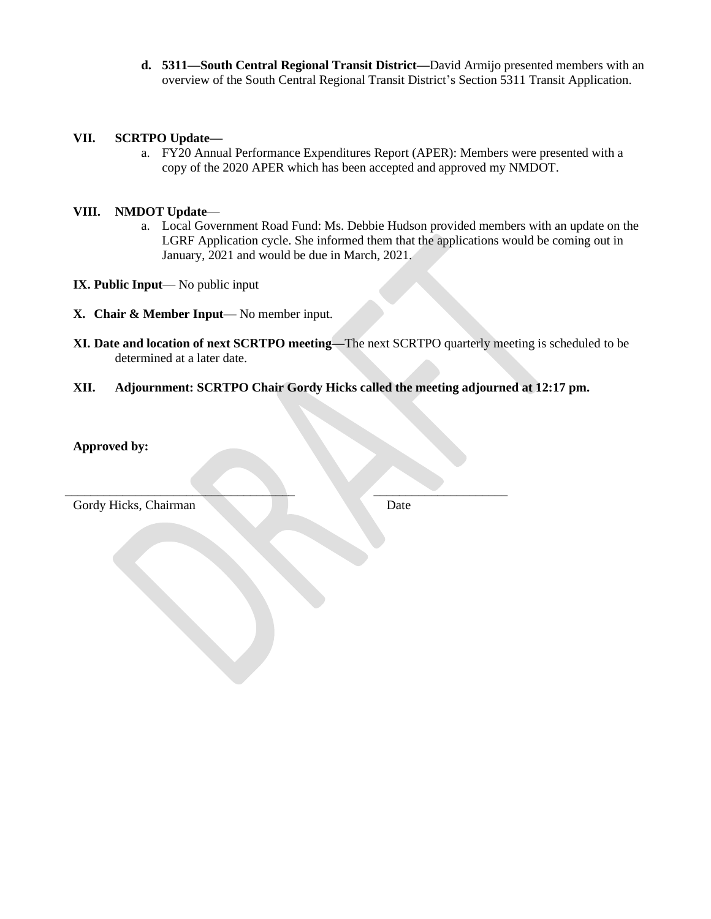**d. 5311—South Central Regional Transit District—**David Armijo presented members with an overview of the South Central Regional Transit District's Section 5311 Transit Application.

**VII. SCRTPO Update—**

a. FY20 Annual Performance Expenditures Report (APER): Members were presented with a copy of the 2020 APER which has been accepted and approved my NMDOT.

**VIII. NMDOT Update**—

a. Local Government Road Fund: Ms. Debbie Hudson provided members with an update on the LGRF Application cycle. She informed them that the applications would be coming out in January, 2021 and would be due in March, 2021.

**IX. Public Input**— No public input

**X. Chair & Member Input**— No member input.

**XI. Date and location of next SCRTPO meeting—**The next SCRTPO quarterly meeting is scheduled to be determined at a later date.

**XII. Adjournment: SCRTPO Chair Gordy Hicks called the meeting adjourned at 12:17 pm.**

**Approved by:**

\_\_\_\_\_\_\_\_\_\_\_\_\_\_\_\_\_\_\_\_\_\_\_\_\_\_\_\_\_\_\_\_\_\_\_ \_\_\_\_\_\_\_\_\_\_\_\_\_\_\_\_\_\_\_\_

Gordy Hicks, Chairman Date